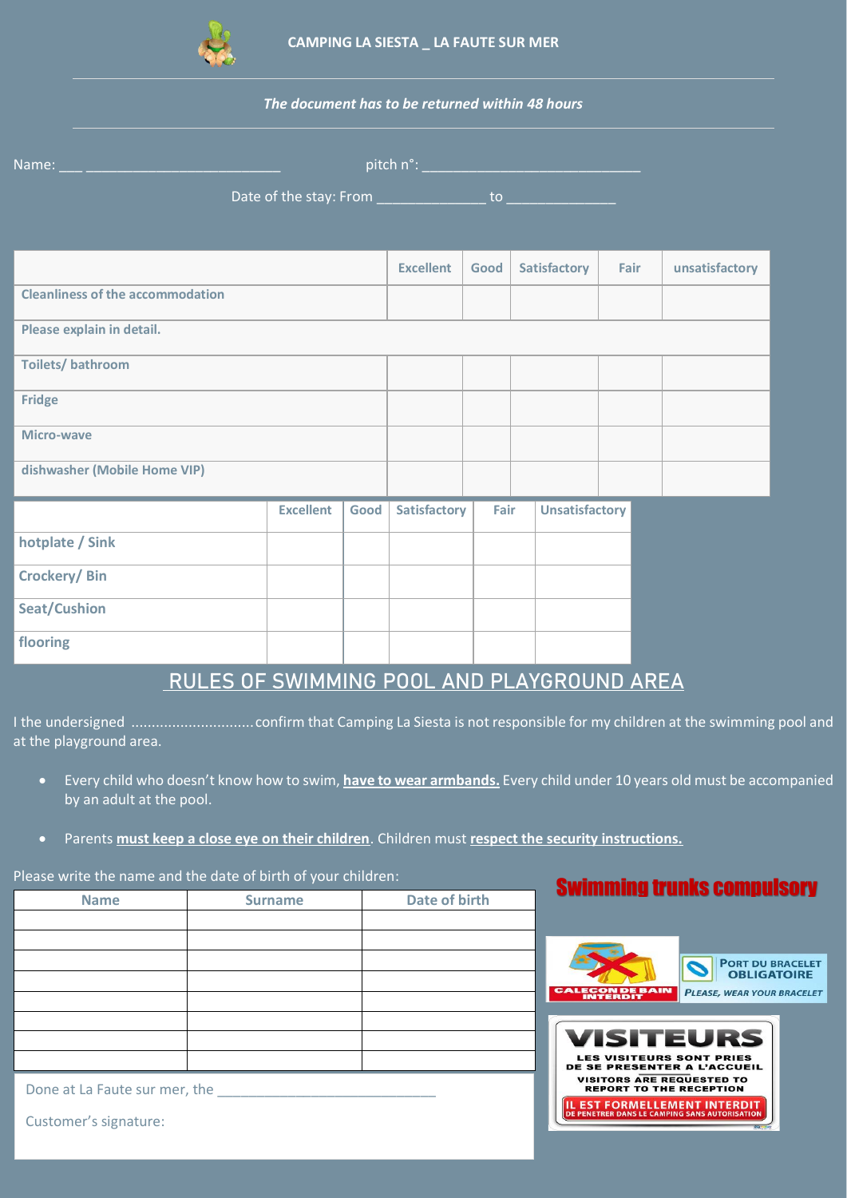CAMPING LA SIESTA _ LA FAUTE SUR MER

*The document has to be returned within 48 hours*

Name: ___ _________________________ pitch n°: ____________________________

Date of the stay: From ______________ to ______________

| | Excellent | Good | Satisfactory | Fair | unsatisfactory |
|---|---|---|---|---|---|
| Cleanliness of the accommodation | | | | | |
| Please explain in detail. | | | | | |
| Toilets/ bathroom | | | | | |
| Fridge | | | | | |
| Micro-wave | | | | | |
| dishwasher (Mobile Home VIP) | | | | | |

| | Excellent | Good | Satisfactory | Fair | Unsatisfactory |
|---|---|---|---|---|---|
| hotplate / Sink | | | | | |
| Crockery/ Bin | | | | | |
| Seat/Cushion | | | | | |
| flooring | | | | | |

## RULES OF SWIMMING POOL AND PLAYGROUND AREA

I the undersigned ..............................confirm that Camping La Siesta is not responsible for my children at the swimming pool and at the playground area.

- Every child who doesn't know how to swim, **have to wear armbands.** Every child under 10 years old must be accompanied by an adult at the pool.
- Parents **must keep a close eye on their children**. Children must **respect the security instructions.**

Please write the name and the date of birth of your children:

| Name | Surname | Date of birth |
|---|---|---|
| | | |
| | | |
| | | |
| | | |
| | | |
| | | |
| | | |
| | | |

Done at La Faute sur mer, the ___________________________

Customer's signature:

**Swimming trunks compulsory**

CALEÇON DE BAIN INTERDIT

PORT DU BRACELET OBLIGATOIRE

*PLEASE, WEAR YOUR BRACELET*

VISITEURS

LES VISITEURS SONT PRIES DE SE PRESENTER A L'ACCUEIL

VISITORS ARE REQUESTED TO REPORT TO THE RECEPTION

IL EST FORMELLEMENT INTERDIT DE PENETRER DANS LE CAMPING SANS AUTORISATION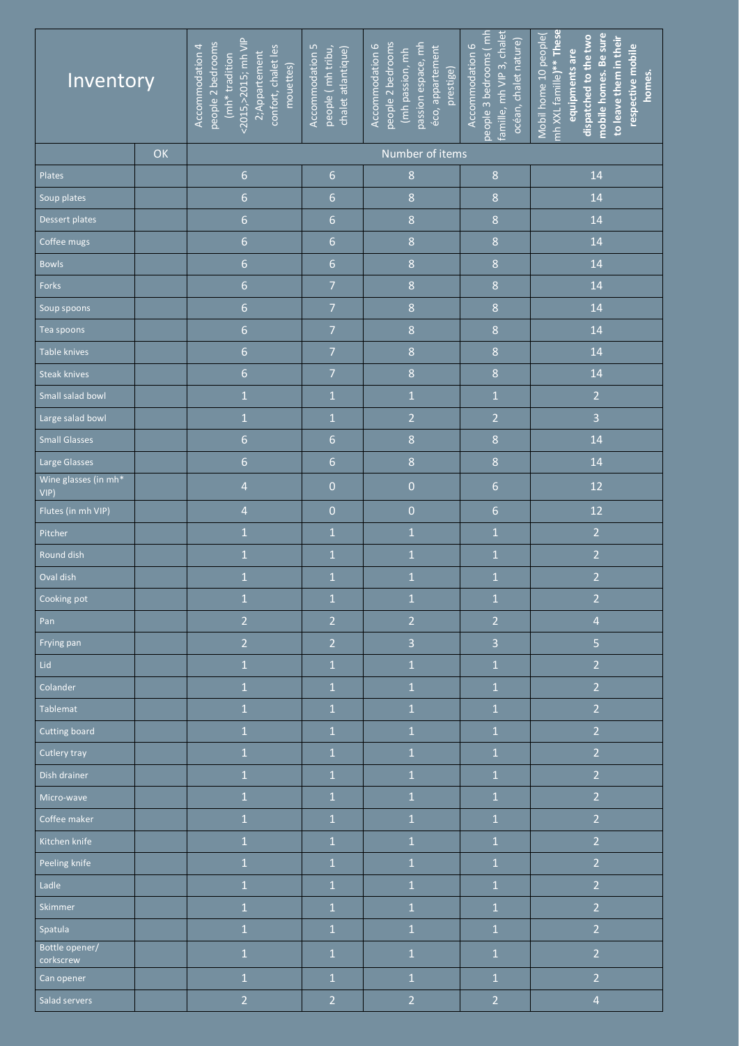| Inventory | | Accommodation 4 people 2 bedrooms (mh* tradition <2015,>2015; mh VIP 2;Appartement confort, chalet les mouettes) | Accommodation 5 people ( mh tribu, chalet atlantique) | Accommodation 6 people 2 bedrooms (mh passion, mh passion espace, mh éco, appartement prestige) | Accommodation 6 people 3 bedrooms ( mh famille, mh VIP 3, chalet océan, chalet nature) | Mobil home 10 people( mh XXL famille)** **These equipments are dispatched to the two mobile homes. Be sure to leave them in their respective mobile homes.** |
|---|---|---|---|---|---|---|
| | OK | Number of items | | | | |
| Plates | | 6 | 6 | 8 | 8 | 14 |
| Soup plates | | 6 | 6 | 8 | 8 | 14 |
| Dessert plates | | 6 | 6 | 8 | 8 | 14 |
| Coffee mugs | | 6 | 6 | 8 | 8 | 14 |
| Bowls | | 6 | 6 | 8 | 8 | 14 |
| Forks | | 6 | 7 | 8 | 8 | 14 |
| Soup spoons | | 6 | 7 | 8 | 8 | 14 |
| Tea spoons | | 6 | 7 | 8 | 8 | 14 |
| Table knives | | 6 | 7 | 8 | 8 | 14 |
| Steak knives | | 6 | 7 | 8 | 8 | 14 |
| Small salad bowl | | 1 | 1 | 1 | 1 | 2 |
| Large salad bowl | | 1 | 1 | 2 | 2 | 3 |
| Small Glasses | | 6 | 6 | 8 | 8 | 14 |
| Large Glasses | | 6 | 6 | 8 | 8 | 14 |
| Wine glasses (in mh* VIP) | | 4 | 0 | 0 | 6 | 12 |
| Flutes (in mh VIP) | | 4 | 0 | 0 | 6 | 12 |
| Pitcher | | 1 | 1 | 1 | 1 | 2 |
| Round dish | | 1 | 1 | 1 | 1 | 2 |
| Oval dish | | 1 | 1 | 1 | 1 | 2 |
| Cooking pot | | 1 | 1 | 1 | 1 | 2 |
| Pan | | 2 | 2 | 2 | 2 | 4 |
| Frying pan | | 2 | 2 | 3 | 3 | 5 |
| Lid | | 1 | 1 | 1 | 1 | 2 |
| Colander | | 1 | 1 | 1 | 1 | 2 |
| Tablemat | | 1 | 1 | 1 | 1 | 2 |
| Cutting board | | 1 | 1 | 1 | 1 | 2 |
| Cutlery tray | | 1 | 1 | 1 | 1 | 2 |
| Dish drainer | | 1 | 1 | 1 | 1 | 2 |
| Micro-wave | | 1 | 1 | 1 | 1 | 2 |
| Coffee maker | | 1 | 1 | 1 | 1 | 2 |
| Kitchen knife | | 1 | 1 | 1 | 1 | 2 |
| Peeling knife | | 1 | 1 | 1 | 1 | 2 |
| Ladle | | 1 | 1 | 1 | 1 | 2 |
| Skimmer | | 1 | 1 | 1 | 1 | 2 |
| Spatula | | 1 | 1 | 1 | 1 | 2 |
| Bottle opener/ corkscrew | | 1 | 1 | 1 | 1 | 2 |
| Can opener | | 1 | 1 | 1 | 1 | 2 |
| Salad servers | | 2 | 2 | 2 | 2 | 4 |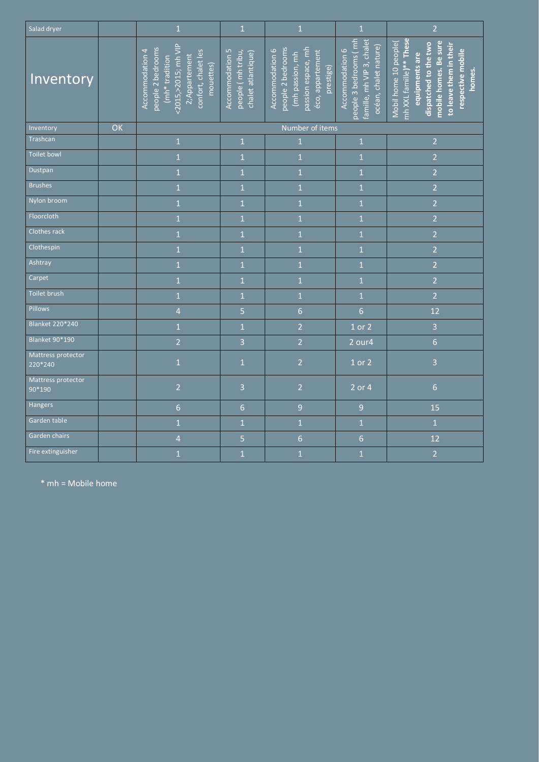| Salad dryer | | 1 | 1 | 1 | 1 | 2 |
|---|---|---|---|---|---|---|
| Inventory | | Accommodation 4 people 2 bedrooms (mh* tradition <2015,>2015; mh VIP 2;Appartement confort, chalet les mouettes) | Accommodation 5 people ( mh tribu, chalet atlantique) | Accommodation 6 people 2 bedrooms (mh passion, mh passion espace, mh éco, appartement prestige) | Accommodation 6 people 3 bedrooms ( mh famille, mh VIP 3, chalet océan, chalet nature) | Mobil home 10 people( mh XXL famille)** **These equipments are dispatched to the two mobile homes. Be sure to leave them in their respective mobile homes.** |
| Inventory | OK | Number of items | | | | |
| Trashcan | | 1 | 1 | 1 | 1 | 2 |
| Toilet bowl | | 1 | 1 | 1 | 1 | 2 |
| Dustpan | | 1 | 1 | 1 | 1 | 2 |
| Brushes | | 1 | 1 | 1 | 1 | 2 |
| Nylon broom | | 1 | 1 | 1 | 1 | 2 |
| Floorcloth | | 1 | 1 | 1 | 1 | 2 |
| Clothes rack | | 1 | 1 | 1 | 1 | 2 |
| Clothespin | | 1 | 1 | 1 | 1 | 2 |
| Ashtray | | 1 | 1 | 1 | 1 | 2 |
| Carpet | | 1 | 1 | 1 | 1 | 2 |
| Toilet brush | | 1 | 1 | 1 | 1 | 2 |
| Pillows | | 4 | 5 | 6 | 6 | 12 |
| Blanket 220*240 | | 1 | 1 | 2 | 1 or 2 | 3 |
| Blanket 90*190 | | 2 | 3 | 2 | 2 our4 | 6 |
| Mattress protector 220*240 | | 1 | 1 | 2 | 1 or 2 | 3 |
| Mattress protector 90*190 | | 2 | 3 | 2 | 2 or 4 | 6 |
| Hangers | | 6 | 6 | 9 | 9 | 15 |
| Garden table | | 1 | 1 | 1 | 1 | 1 |
| Garden chairs | | 4 | 5 | 6 | 6 | 12 |
| Fire extinguisher | | 1 | 1 | 1 | 1 | 2 |

* mh = Mobile home